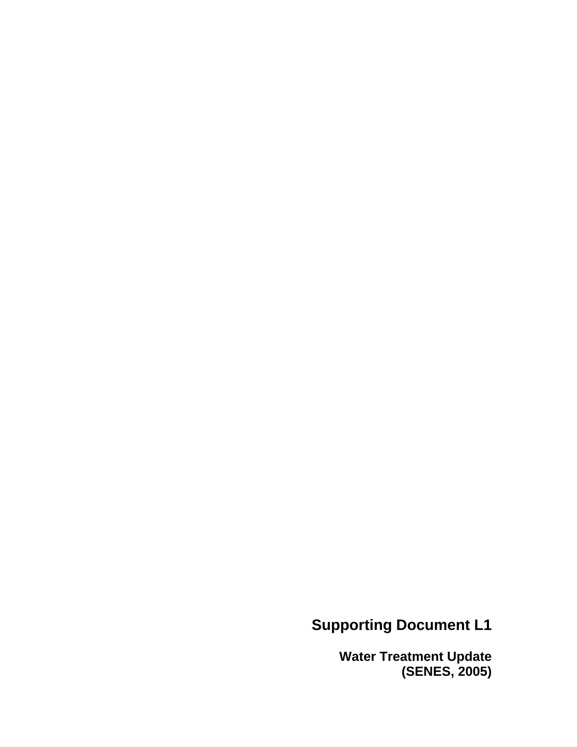# Supporting Document L1

**Water Treatment Update**
**(SENES, 2005)**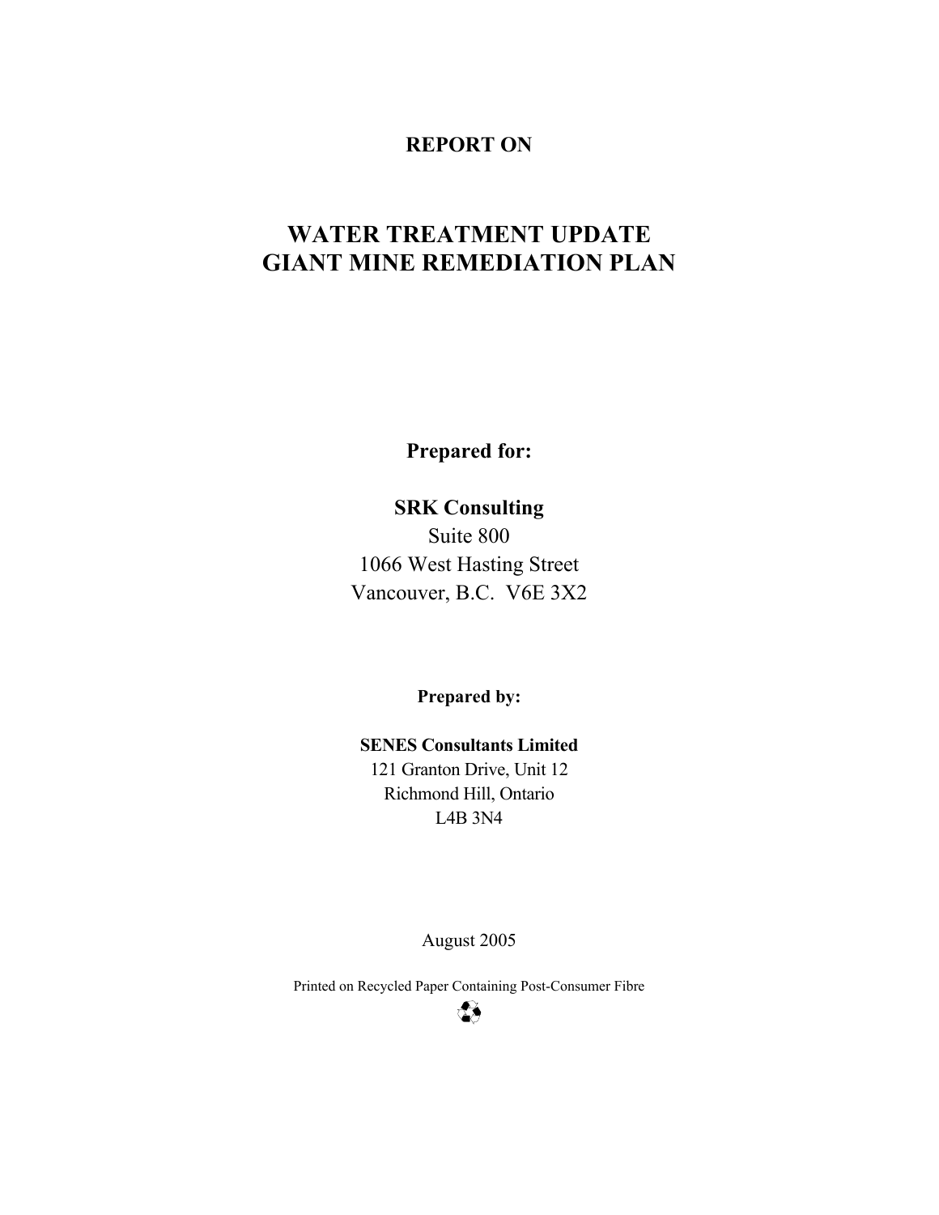**REPORT ON**

# WATER TREATMENT UPDATE
# GIANT MINE REMEDIATION PLAN

**Prepared for:**

**SRK Consulting**
Suite 800
1066 West Hasting Street
Vancouver, B.C. V6E 3X2

**Prepared by:**

**SENES Consultants Limited**
121 Granton Drive, Unit 12
Richmond Hill, Ontario
L4B 3N4

August 2005

Printed on Recycled Paper Containing Post-Consumer Fibre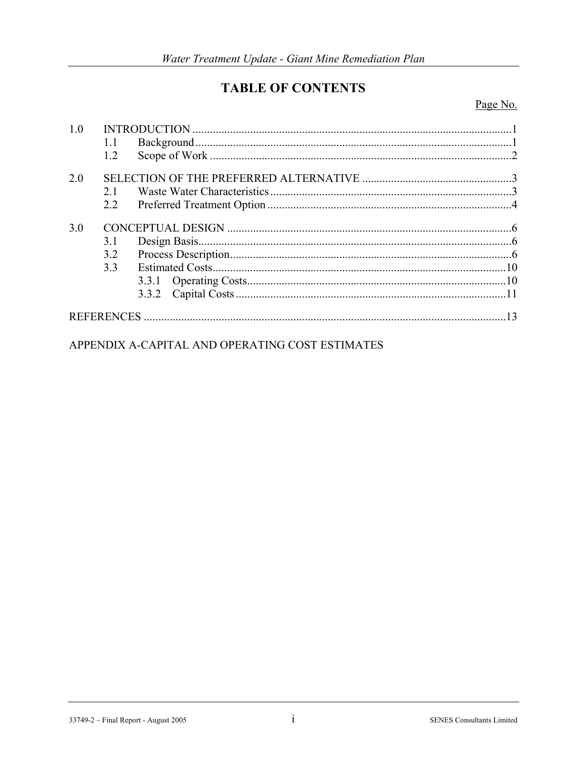# TABLE OF CONTENTS

| | | Page No. |
|---|---|---|
| 1.0 | INTRODUCTION | 1 |
| | 1.1 Background | 1 |
| | 1.2 Scope of Work | 2 |
| 2.0 | SELECTION OF THE PREFERRED ALTERNATIVE | 3 |
| | 2.1 Waste Water Characteristics | 3 |
| | 2.2 Preferred Treatment Option | 4 |
| 3.0 | CONCEPTUAL DESIGN | 6 |
| | 3.1 Design Basis | 6 |
| | 3.2 Process Description | 6 |
| | 3.3 Estimated Costs | 10 |
| | 3.3.1 Operating Costs | 10 |
| | 3.3.2 Capital Costs | 11 |
| REFERENCES | | 13 |

APPENDIX A-CAPITAL AND OPERATING COST ESTIMATES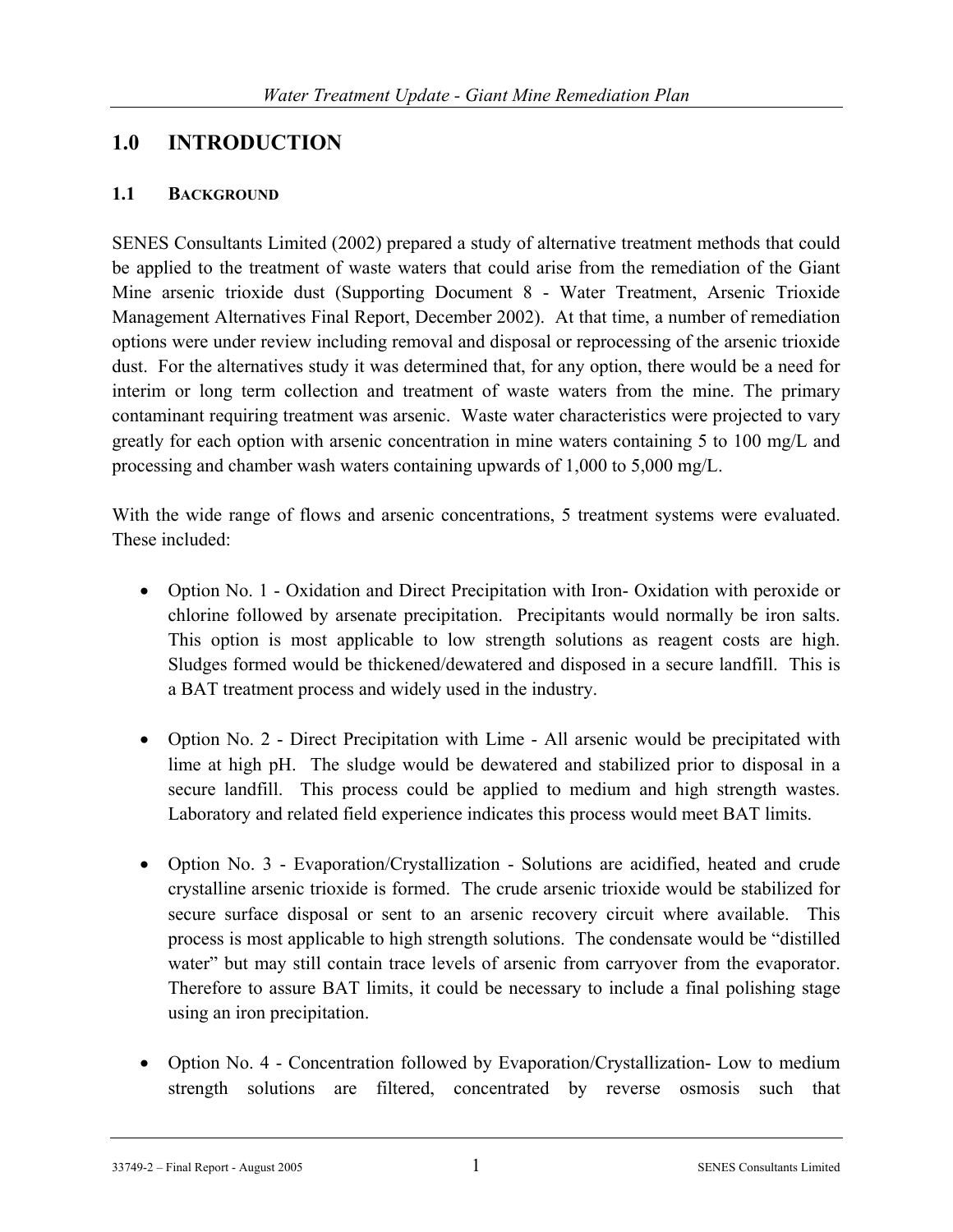# 1.0 INTRODUCTION

## 1.1 BACKGROUND

SENES Consultants Limited (2002) prepared a study of alternative treatment methods that could be applied to the treatment of waste waters that could arise from the remediation of the Giant Mine arsenic trioxide dust (Supporting Document 8 - Water Treatment, Arsenic Trioxide Management Alternatives Final Report, December 2002). At that time, a number of remediation options were under review including removal and disposal or reprocessing of the arsenic trioxide dust. For the alternatives study it was determined that, for any option, there would be a need for interim or long term collection and treatment of waste waters from the mine. The primary contaminant requiring treatment was arsenic. Waste water characteristics were projected to vary greatly for each option with arsenic concentration in mine waters containing 5 to 100 mg/L and processing and chamber wash waters containing upwards of 1,000 to 5,000 mg/L.

With the wide range of flows and arsenic concentrations, 5 treatment systems were evaluated. These included:

- Option No. 1 - Oxidation and Direct Precipitation with Iron- Oxidation with peroxide or chlorine followed by arsenate precipitation. Precipitants would normally be iron salts. This option is most applicable to low strength solutions as reagent costs are high. Sludges formed would be thickened/dewatered and disposed in a secure landfill. This is a BAT treatment process and widely used in the industry.

- Option No. 2 - Direct Precipitation with Lime - All arsenic would be precipitated with lime at high pH. The sludge would be dewatered and stabilized prior to disposal in a secure landfill. This process could be applied to medium and high strength wastes. Laboratory and related field experience indicates this process would meet BAT limits.

- Option No. 3 - Evaporation/Crystallization - Solutions are acidified, heated and crude crystalline arsenic trioxide is formed. The crude arsenic trioxide would be stabilized for secure surface disposal or sent to an arsenic recovery circuit where available. This process is most applicable to high strength solutions. The condensate would be "distilled water" but may still contain trace levels of arsenic from carryover from the evaporator. Therefore to assure BAT limits, it could be necessary to include a final polishing stage using an iron precipitation.

- Option No. 4 - Concentration followed by Evaporation/Crystallization- Low to medium strength solutions are filtered, concentrated by reverse osmosis such that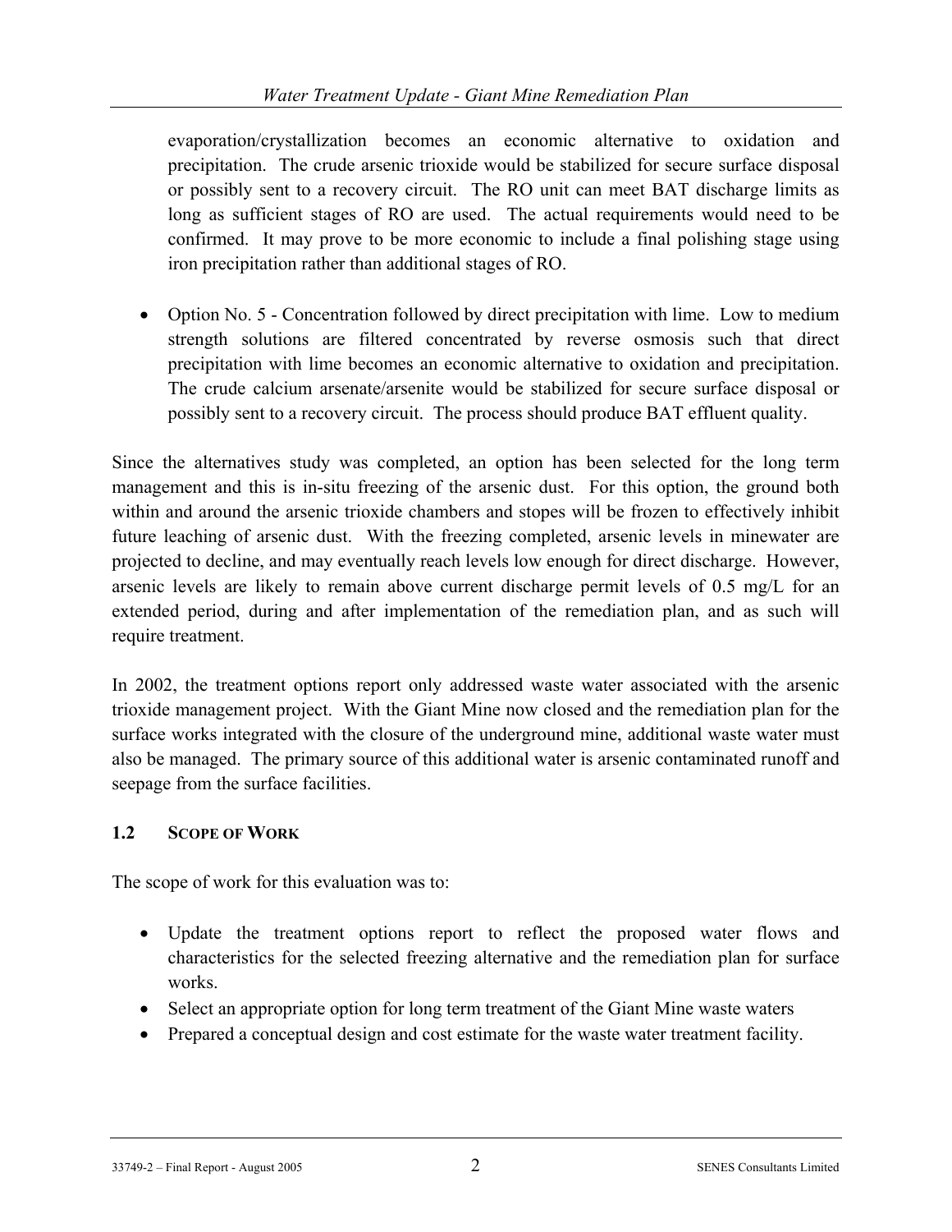evaporation/crystallization becomes an economic alternative to oxidation and precipitation. The crude arsenic trioxide would be stabilized for secure surface disposal or possibly sent to a recovery circuit. The RO unit can meet BAT discharge limits as long as sufficient stages of RO are used. The actual requirements would need to be confirmed. It may prove to be more economic to include a final polishing stage using iron precipitation rather than additional stages of RO.

- Option No. 5 - Concentration followed by direct precipitation with lime. Low to medium strength solutions are filtered concentrated by reverse osmosis such that direct precipitation with lime becomes an economic alternative to oxidation and precipitation. The crude calcium arsenate/arsenite would be stabilized for secure surface disposal or possibly sent to a recovery circuit. The process should produce BAT effluent quality.

Since the alternatives study was completed, an option has been selected for the long term management and this is in-situ freezing of the arsenic dust. For this option, the ground both within and around the arsenic trioxide chambers and stopes will be frozen to effectively inhibit future leaching of arsenic dust. With the freezing completed, arsenic levels in minewater are projected to decline, and may eventually reach levels low enough for direct discharge. However, arsenic levels are likely to remain above current discharge permit levels of 0.5 mg/L for an extended period, during and after implementation of the remediation plan, and as such will require treatment.

In 2002, the treatment options report only addressed waste water associated with the arsenic trioxide management project. With the Giant Mine now closed and the remediation plan for the surface works integrated with the closure of the underground mine, additional waste water must also be managed. The primary source of this additional water is arsenic contaminated runoff and seepage from the surface facilities.

## 1.2 SCOPE OF WORK

The scope of work for this evaluation was to:

- Update the treatment options report to reflect the proposed water flows and characteristics for the selected freezing alternative and the remediation plan for surface works.
- Select an appropriate option for long term treatment of the Giant Mine waste waters
- Prepared a conceptual design and cost estimate for the waste water treatment facility.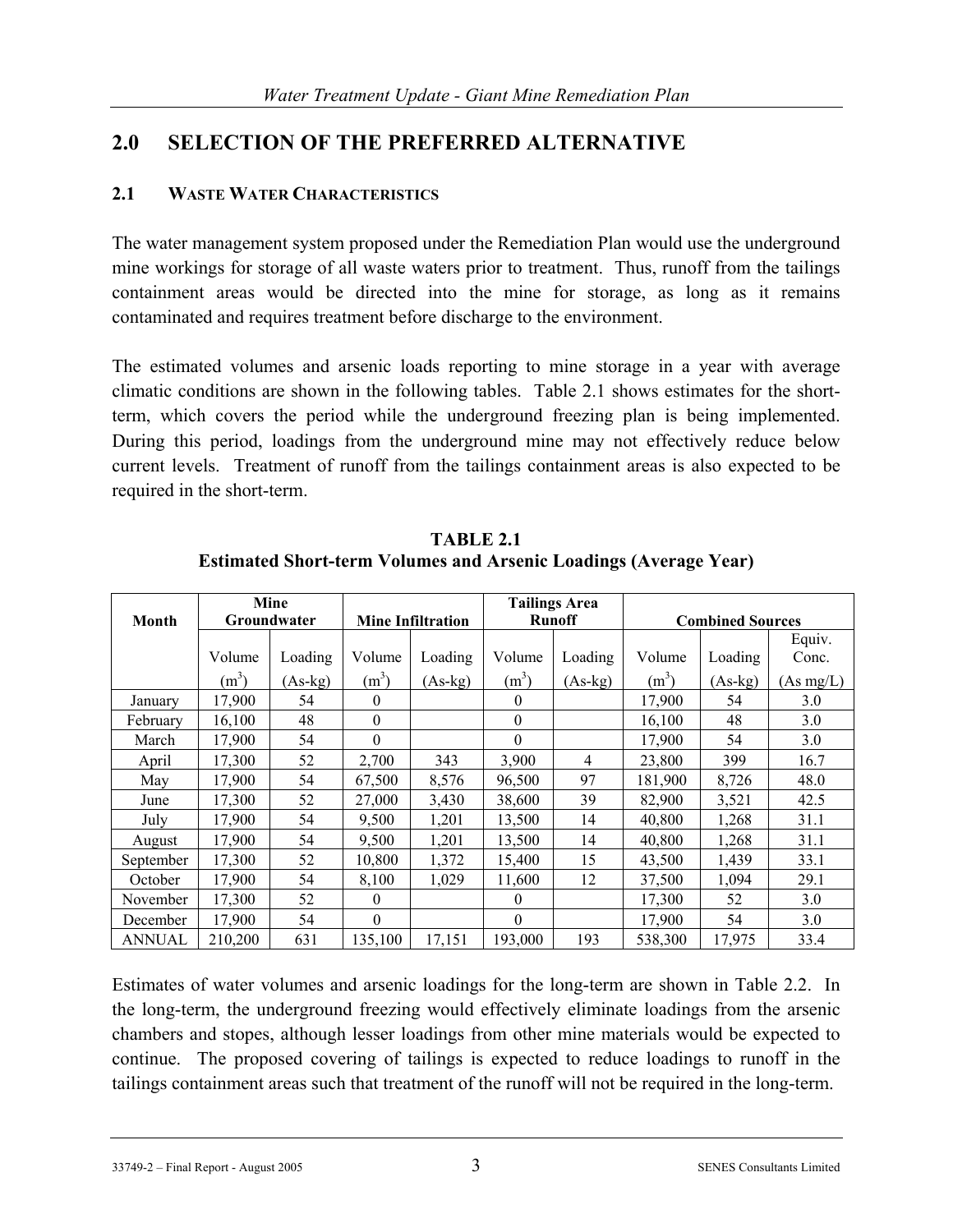## 2.0 SELECTION OF THE PREFERRED ALTERNATIVE

### 2.1 WASTE WATER CHARACTERISTICS

The water management system proposed under the Remediation Plan would use the underground mine workings for storage of all waste waters prior to treatment. Thus, runoff from the tailings containment areas would be directed into the mine for storage, as long as it remains contaminated and requires treatment before discharge to the environment.

The estimated volumes and arsenic loads reporting to mine storage in a year with average climatic conditions are shown in the following tables. Table 2.1 shows estimates for the short-term, which covers the period while the underground freezing plan is being implemented. During this period, loadings from the underground mine may not effectively reduce below current levels. Treatment of runoff from the tailings containment areas is also expected to be required in the short-term.

**TABLE 2.1**
**Estimated Short-term Volumes and Arsenic Loadings (Average Year)**

| Month | Mine Groundwater | | Mine Infiltration | | Tailings Area Runoff | | Combined Sources | | |
|---|---|---|---|---|---|---|---|---|---|
| | Volume ($m^3$) | Loading (As-kg) | Volume ($m^3$) | Loading (As-kg) | Volume ($m^3$) | Loading (As-kg) | Volume ($m^3$) | Loading (As-kg) | Equiv. Conc. (As mg/L) |
| January | 17,900 | 54 | 0 | | 0 | | 17,900 | 54 | 3.0 |
| February | 16,100 | 48 | 0 | | 0 | | 16,100 | 48 | 3.0 |
| March | 17,900 | 54 | 0 | | 0 | | 17,900 | 54 | 3.0 |
| April | 17,300 | 52 | 2,700 | 343 | 3,900 | 4 | 23,800 | 399 | 16.7 |
| May | 17,900 | 54 | 67,500 | 8,576 | 96,500 | 97 | 181,900 | 8,726 | 48.0 |
| June | 17,300 | 52 | 27,000 | 3,430 | 38,600 | 39 | 82,900 | 3,521 | 42.5 |
| July | 17,900 | 54 | 9,500 | 1,201 | 13,500 | 14 | 40,800 | 1,268 | 31.1 |
| August | 17,900 | 54 | 9,500 | 1,201 | 13,500 | 14 | 40,800 | 1,268 | 31.1 |
| September | 17,300 | 52 | 10,800 | 1,372 | 15,400 | 15 | 43,500 | 1,439 | 33.1 |
| October | 17,900 | 54 | 8,100 | 1,029 | 11,600 | 12 | 37,500 | 1,094 | 29.1 |
| November | 17,300 | 52 | 0 | | 0 | | 17,300 | 52 | 3.0 |
| December | 17,900 | 54 | 0 | | 0 | | 17,900 | 54 | 3.0 |
| ANNUAL | 210,200 | 631 | 135,100 | 17,151 | 193,000 | 193 | 538,300 | 17,975 | 33.4 |

Estimates of water volumes and arsenic loadings for the long-term are shown in Table 2.2. In the long-term, the underground freezing would effectively eliminate loadings from the arsenic chambers and stopes, although lesser loadings from other mine materials would be expected to continue. The proposed covering of tailings is expected to reduce loadings to runoff in the tailings containment areas such that treatment of the runoff will not be required in the long-term.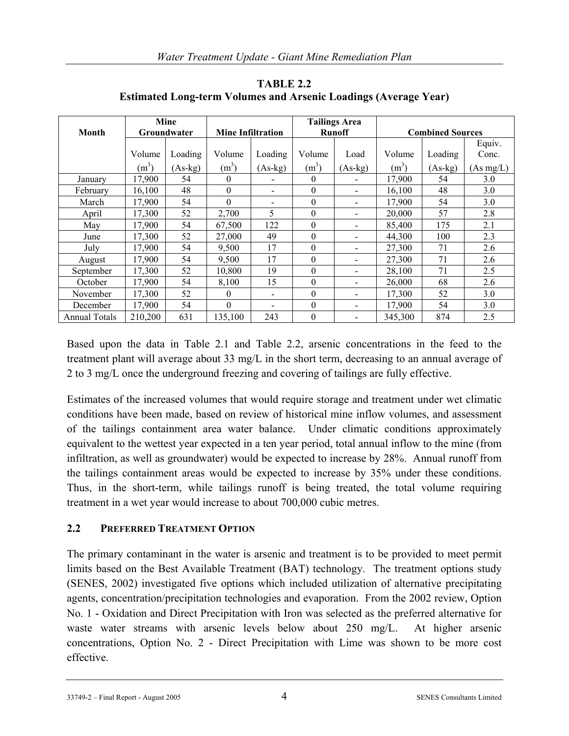**TABLE 2.2**
**Estimated Long-term Volumes and Arsenic Loadings (Average Year)**

| Month | Mine Groundwater | | Mine Infiltration | | Tailings Area Runoff | | Combined Sources | | |
|---|---|---|---|---|---|---|---|---|---|
| | Volume ($m^3$) | Loading (As-kg) | Volume ($m^3$) | Loading (As-kg) | Volume ($m^3$) | Load (As-kg) | Volume ($m^3$) | Loading (As-kg) | Equiv. Conc. (As mg/L) |
| January | 17,900 | 54 | 0 | - | 0 | - | 17,900 | 54 | 3.0 |
| February | 16,100 | 48 | 0 | - | 0 | - | 16,100 | 48 | 3.0 |
| March | 17,900 | 54 | 0 | - | 0 | - | 17,900 | 54 | 3.0 |
| April | 17,300 | 52 | 2,700 | 5 | 0 | - | 20,000 | 57 | 2.8 |
| May | 17,900 | 54 | 67,500 | 122 | 0 | - | 85,400 | 175 | 2.1 |
| June | 17,300 | 52 | 27,000 | 49 | 0 | - | 44,300 | 100 | 2.3 |
| July | 17,900 | 54 | 9,500 | 17 | 0 | - | 27,300 | 71 | 2.6 |
| August | 17,900 | 54 | 9,500 | 17 | 0 | - | 27,300 | 71 | 2.6 |
| September | 17,300 | 52 | 10,800 | 19 | 0 | - | 28,100 | 71 | 2.5 |
| October | 17,900 | 54 | 8,100 | 15 | 0 | - | 26,000 | 68 | 2.6 |
| November | 17,300 | 52 | 0 | - | 0 | - | 17,300 | 52 | 3.0 |
| December | 17,900 | 54 | 0 | - | 0 | - | 17,900 | 54 | 3.0 |
| Annual Totals | 210,200 | 631 | 135,100 | 243 | 0 | - | 345,300 | 874 | 2.5 |

Based upon the data in Table 2.1 and Table 2.2, arsenic concentrations in the feed to the treatment plant will average about 33 mg/L in the short term, decreasing to an annual average of 2 to 3 mg/L once the underground freezing and covering of tailings are fully effective.

Estimates of the increased volumes that would require storage and treatment under wet climatic conditions have been made, based on review of historical mine inflow volumes, and assessment of the tailings containment area water balance. Under climatic conditions approximately equivalent to the wettest year expected in a ten year period, total annual inflow to the mine (from infiltration, as well as groundwater) would be expected to increase by 28%. Annual runoff from the tailings containment areas would be expected to increase by 35% under these conditions. Thus, in the short-term, while tailings runoff is being treated, the total volume requiring treatment in a wet year would increase to about 700,000 cubic metres.

## 2.2 PREFERRED TREATMENT OPTION

The primary contaminant in the water is arsenic and treatment is to be provided to meet permit limits based on the Best Available Treatment (BAT) technology. The treatment options study (SENES, 2002) investigated five options which included utilization of alternative precipitating agents, concentration/precipitation technologies and evaporation. From the 2002 review, Option No. 1 - Oxidation and Direct Precipitation with Iron was selected as the preferred alternative for waste water streams with arsenic levels below about 250 mg/L. At higher arsenic concentrations, Option No. 2 - Direct Precipitation with Lime was shown to be more cost effective.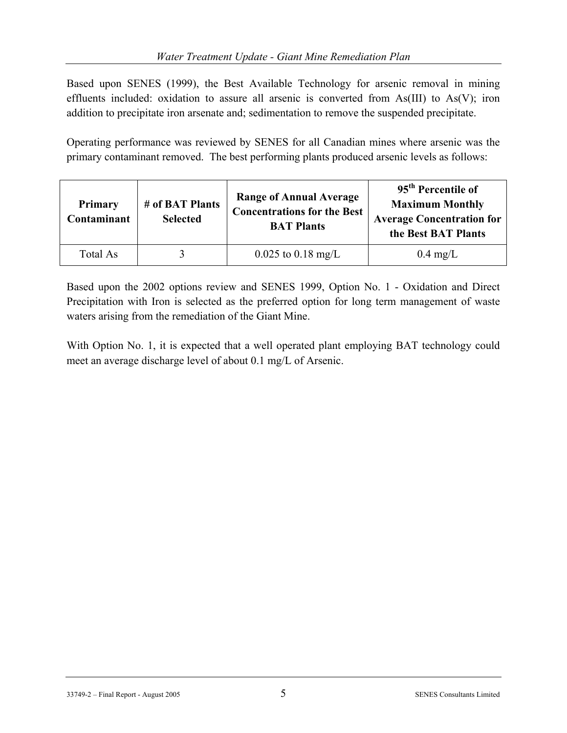Based upon SENES (1999), the Best Available Technology for arsenic removal in mining effluents included: oxidation to assure all arsenic is converted from As(III) to As(V); iron addition to precipitate iron arsenate and; sedimentation to remove the suspended precipitate.

Operating performance was reviewed by SENES for all Canadian mines where arsenic was the primary contaminant removed. The best performing plants produced arsenic levels as follows:

| Primary Contaminant | # of BAT Plants Selected | Range of Annual Average Concentrations for the Best BAT Plants | 95th Percentile of Maximum Monthly Average Concentration for the Best BAT Plants |
|---|---|---|---|
| Total As | 3 | 0.025 to 0.18 mg/L | 0.4 mg/L |

Based upon the 2002 options review and SENES 1999, Option No. 1 - Oxidation and Direct Precipitation with Iron is selected as the preferred option for long term management of waste waters arising from the remediation of the Giant Mine.

With Option No. 1, it is expected that a well operated plant employing BAT technology could meet an average discharge level of about 0.1 mg/L of Arsenic.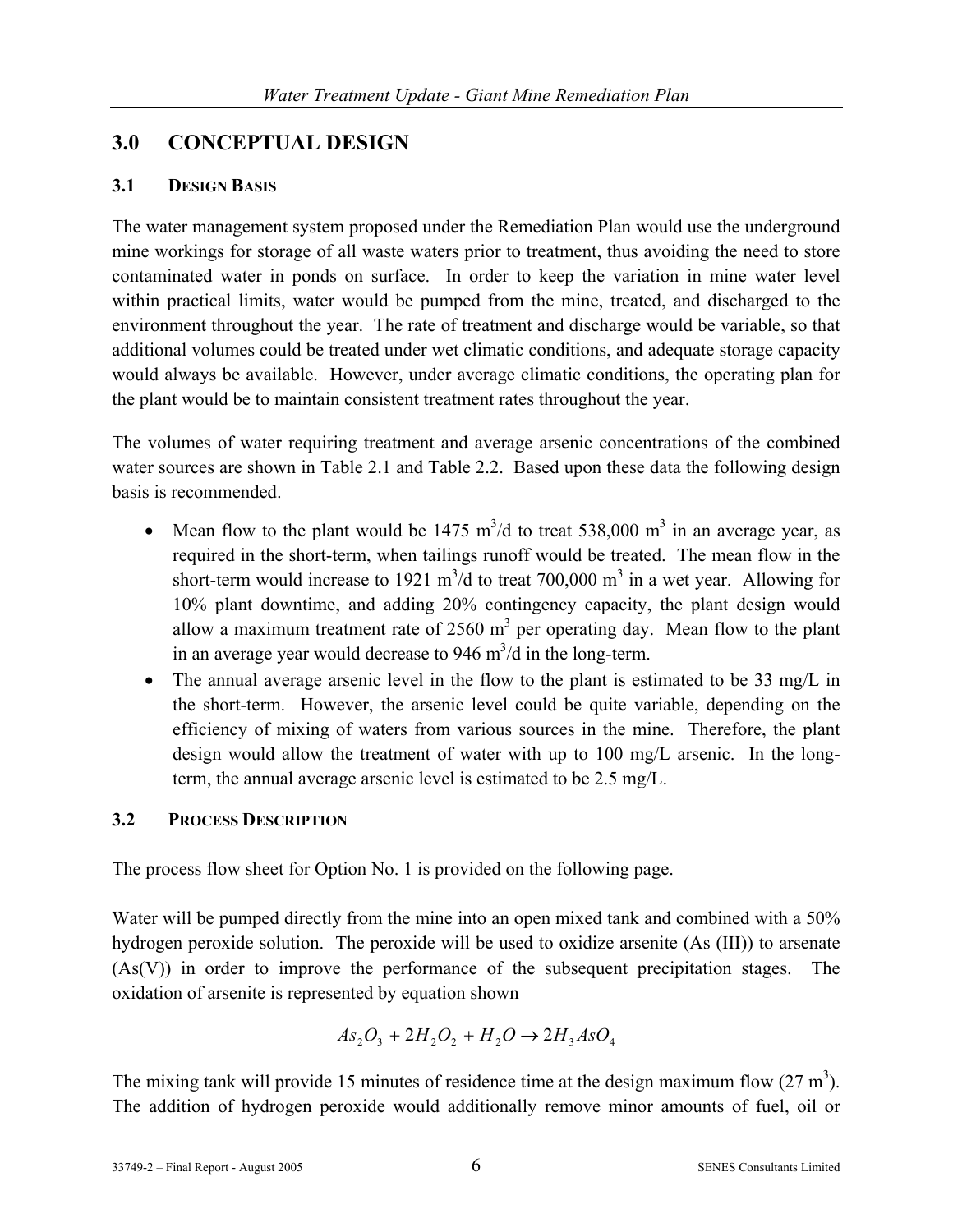# 3.0 CONCEPTUAL DESIGN

## 3.1 DESIGN BASIS

The water management system proposed under the Remediation Plan would use the underground mine workings for storage of all waste waters prior to treatment, thus avoiding the need to store contaminated water in ponds on surface. In order to keep the variation in mine water level within practical limits, water would be pumped from the mine, treated, and discharged to the environment throughout the year. The rate of treatment and discharge would be variable, so that additional volumes could be treated under wet climatic conditions, and adequate storage capacity would always be available. However, under average climatic conditions, the operating plan for the plant would be to maintain consistent treatment rates throughout the year.

The volumes of water requiring treatment and average arsenic concentrations of the combined water sources are shown in Table 2.1 and Table 2.2. Based upon these data the following design basis is recommended.

- Mean flow to the plant would be 1475 $m^3/d$ to treat 538,000 $m^3$ in an average year, as required in the short-term, when tailings runoff would be treated. The mean flow in the short-term would increase to 1921 $m^3/d$ to treat 700,000 $m^3$ in a wet year. Allowing for 10% plant downtime, and adding 20% contingency capacity, the plant design would allow a maximum treatment rate of 2560 $m^3$ per operating day. Mean flow to the plant in an average year would decrease to 946 $m^3/d$ in the long-term.
- The annual average arsenic level in the flow to the plant is estimated to be 33 mg/L in the short-term. However, the arsenic level could be quite variable, depending on the efficiency of mixing of waters from various sources in the mine. Therefore, the plant design would allow the treatment of water with up to 100 mg/L arsenic. In the long-term, the annual average arsenic level is estimated to be 2.5 mg/L.

## 3.2 PROCESS DESCRIPTION

The process flow sheet for Option No. 1 is provided on the following page.

Water will be pumped directly from the mine into an open mixed tank and combined with a 50% hydrogen peroxide solution. The peroxide will be used to oxidize arsenite (As (III)) to arsenate (As(V)) in order to improve the performance of the subsequent precipitation stages. The oxidation of arsenite is represented by equation shown

$$As_2O_3 + 2H_2O_2 + H_2O \rightarrow 2H_3AsO_4$$

The mixing tank will provide 15 minutes of residence time at the design maximum flow (27 $m^3$). The addition of hydrogen peroxide would additionally remove minor amounts of fuel, oil or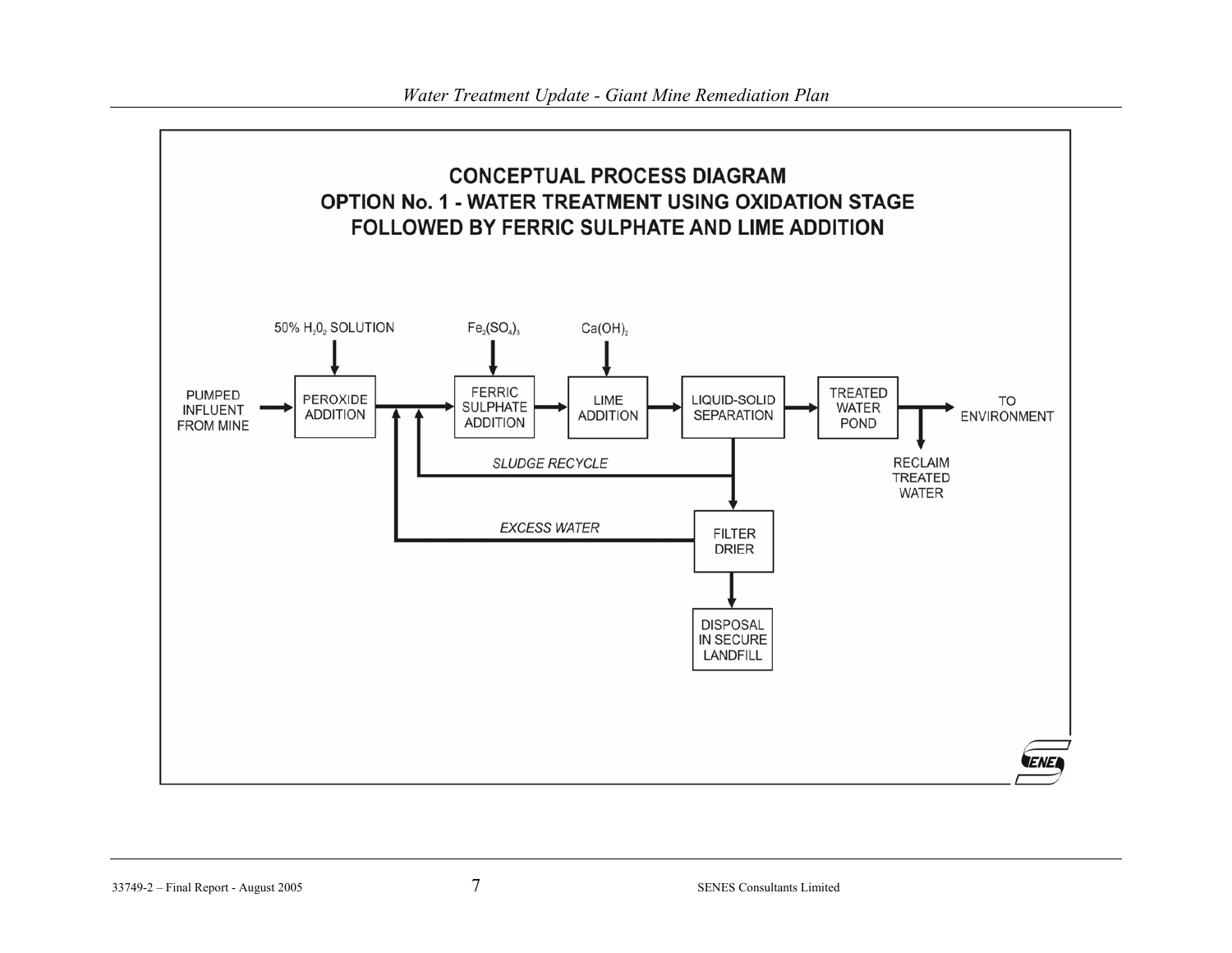# CONCEPTUAL PROCESS DIAGRAM

## OPTION No. 1 - WATER TREATMENT USING OXIDATION STAGE FOLLOWED BY FERRIC SULPHATE AND LIME ADDITION

50% $H_2O_2$ SOLUTION

$Fe_2(SO_4)_3$

$Ca(OH)_2$

PUMPED INFLUENT FROM MINE → PEROXIDE ADDITION → FERRIC SULPHATE ADDITION → LIME ADDITION → LIQUID-SOLID SEPARATION → TREATED WATER POND → TO ENVIRONMENT

RECLAIM TREATED WATER

*SLUDGE RECYCLE*

*EXCESS WATER*

FILTER DRIER

DISPOSAL IN SECURE LANDFILL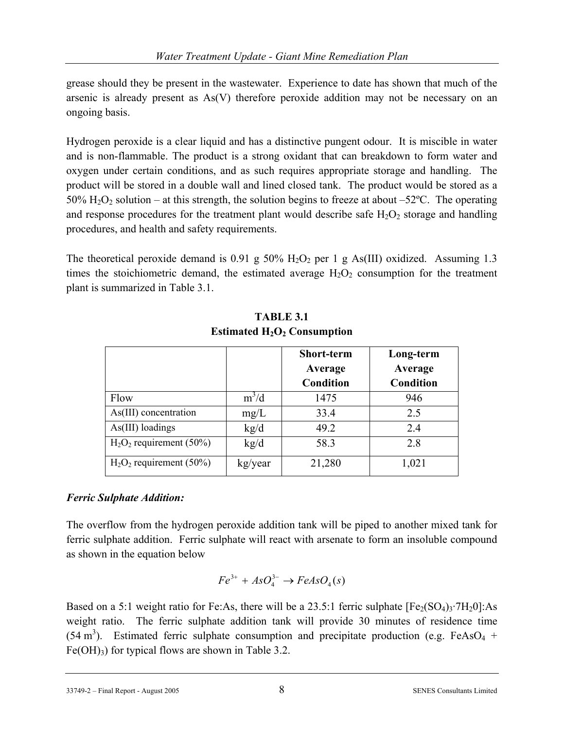grease should they be present in the wastewater. Experience to date has shown that much of the arsenic is already present as As(V) therefore peroxide addition may not be necessary on an ongoing basis.

Hydrogen peroxide is a clear liquid and has a distinctive pungent odour. It is miscible in water and is non-flammable. The product is a strong oxidant that can breakdown to form water and oxygen under certain conditions, and as such requires appropriate storage and handling. The product will be stored in a double wall and lined closed tank. The product would be stored as a 50% $H_2O_2$ solution – at this strength, the solution begins to freeze at about –52ºC. The operating and response procedures for the treatment plant would describe safe $H_2O_2$ storage and handling procedures, and health and safety requirements.

The theoretical peroxide demand is 0.91 g 50% $H_2O_2$ per 1 g As(III) oxidized. Assuming 1.3 times the stoichiometric demand, the estimated average $H_2O_2$ consumption for the treatment plant is summarized in Table 3.1.

**TABLE 3.1**
**Estimated $H_2O_2$ Consumption**

| | | Short-term Average Condition | Long-term Average Condition |
|---|---|---|---|
| Flow | $m^3/d$ | 1475 | 946 |
| As(III) concentration | mg/L | 33.4 | 2.5 |
| As(III) loadings | kg/d | 49.2 | 2.4 |
| $H_2O_2$ requirement (50%) | kg/d | 58.3 | 2.8 |
| $H_2O_2$ requirement (50%) | kg/year | 21,280 | 1,021 |

***Ferric Sulphate Addition:***

The overflow from the hydrogen peroxide addition tank will be piped to another mixed tank for ferric sulphate addition. Ferric sulphate will react with arsenate to form an insoluble compound as shown in the equation below

$$Fe^{3+} + AsO_4^{3-} \rightarrow FeAsO_4(s)$$

Based on a 5:1 weight ratio for Fe:As, there will be a 23.5:1 ferric sulphate [$Fe_2(SO_4)_3 \cdot 7H_20$]:As weight ratio. The ferric sulphate addition tank will provide 30 minutes of residence time (54 $m^3$). Estimated ferric sulphate consumption and precipitate production (e.g. $FeAsO_4$ + $Fe(OH)_3$) for typical flows are shown in Table 3.2.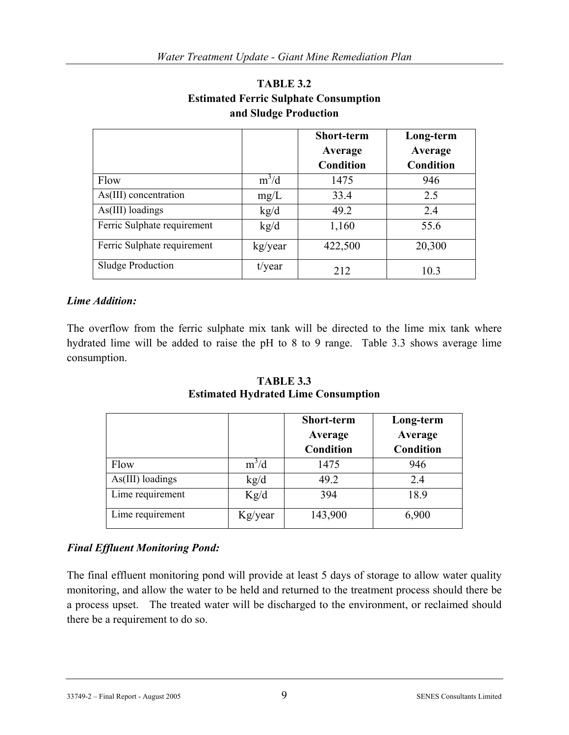**TABLE 3.2**
**Estimated Ferric Sulphate Consumption and Sludge Production**

| | | Short-term Average Condition | Long-term Average Condition |
|---|---|---|---|
| Flow | $m^3/d$ | 1475 | 946 |
| As(III) concentration | mg/L | 33.4 | 2.5 |
| As(III) loadings | kg/d | 49.2 | 2.4 |
| Ferric Sulphate requirement | kg/d | 1,160 | 55.6 |
| Ferric Sulphate requirement | kg/year | 422,500 | 20,300 |
| Sludge Production | t/year | 212 | 10.3 |

***Lime Addition:***

The overflow from the ferric sulphate mix tank will be directed to the lime mix tank where hydrated lime will be added to raise the pH to 8 to 9 range. Table 3.3 shows average lime consumption.

**TABLE 3.3**
**Estimated Hydrated Lime Consumption**

| | | Short-term Average Condition | Long-term Average Condition |
|---|---|---|---|
| Flow | $m^3/d$ | 1475 | 946 |
| As(III) loadings | kg/d | 49.2 | 2.4 |
| Lime requirement | Kg/d | 394 | 18.9 |
| Lime requirement | Kg/year | 143,900 | 6,900 |

***Final Effluent Monitoring Pond:***

The final effluent monitoring pond will provide at least 5 days of storage to allow water quality monitoring, and allow the water to be held and returned to the treatment process should there be a process upset. The treated water will be discharged to the environment, or reclaimed should there be a requirement to do so.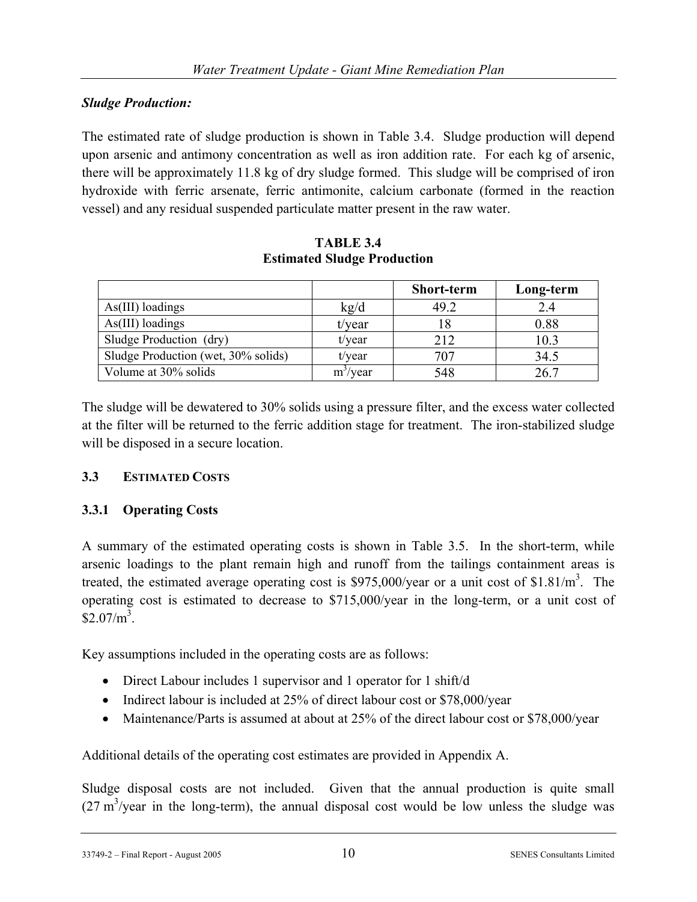*Sludge Production:*

The estimated rate of sludge production is shown in Table 3.4. Sludge production will depend upon arsenic and antimony concentration as well as iron addition rate. For each kg of arsenic, there will be approximately 11.8 kg of dry sludge formed. This sludge will be comprised of iron hydroxide with ferric arsenate, ferric antimonite, calcium carbonate (formed in the reaction vessel) and any residual suspended particulate matter present in the raw water.

**TABLE 3.4**
**Estimated Sludge Production**

| | | **Short-term** | **Long-term** |
|---|---|---|---|
| As(III) loadings | kg/d | 49.2 | 2.4 |
| As(III) loadings | t/year | 18 | 0.88 |
| Sludge Production (dry) | t/year | 212 | 10.3 |
| Sludge Production (wet, 30% solids) | t/year | 707 | 34.5 |
| Volume at 30% solids | $m^3$/year | 548 | 26.7 |

The sludge will be dewatered to 30% solids using a pressure filter, and the excess water collected at the filter will be returned to the ferric addition stage for treatment. The iron-stabilized sludge will be disposed in a secure location.

## 3.3 ESTIMATED COSTS

### 3.3.1 Operating Costs

A summary of the estimated operating costs is shown in Table 3.5. In the short-term, while arsenic loadings to the plant remain high and runoff from the tailings containment areas is treated, the estimated average operating cost is $975,000/year or a unit cost of $1.81/m$^3$. The operating cost is estimated to decrease to $715,000/year in the long-term, or a unit cost of $2.07/m$^3$.

Key assumptions included in the operating costs are as follows:

- Direct Labour includes 1 supervisor and 1 operator for 1 shift/d
- Indirect labour is included at 25% of direct labour cost or $78,000/year
- Maintenance/Parts is assumed at about at 25% of the direct labour cost or $78,000/year

Additional details of the operating cost estimates are provided in Appendix A.

Sludge disposal costs are not included. Given that the annual production is quite small (27 m$^3$/year in the long-term), the annual disposal cost would be low unless the sludge was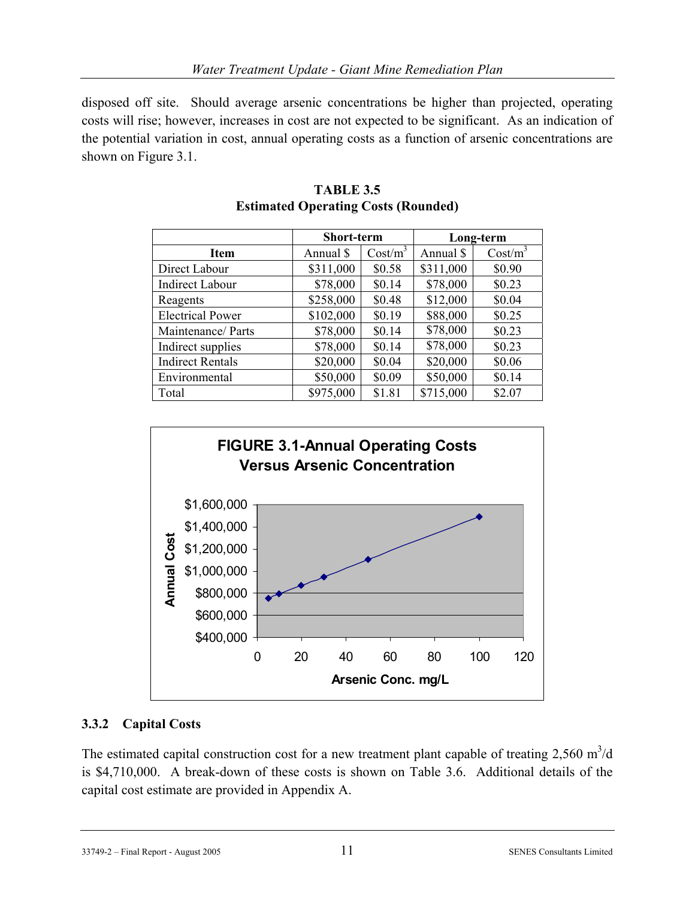disposed off site. Should average arsenic concentrations be higher than projected, operating costs will rise; however, increases in cost are not expected to be significant. As an indication of the potential variation in cost, annual operating costs as a function of arsenic concentrations are shown on Figure 3.1.

**TABLE 3.5**
**Estimated Operating Costs (Rounded)**

| | Short-term | | Long-term | |
|---|---|---|---|---|
| **Item** | Annual $ | Cost/$m^3$ | Annual $ | Cost/$m^3$ |
| Direct Labour | $311,000 | $0.58 | $311,000 | $0.90 |
| Indirect Labour | $78,000 | $0.14 | $78,000 | $0.23 |
| Reagents | $258,000 | $0.48 | $12,000 | $0.04 |
| Electrical Power | $102,000 | $0.19 | $88,000 | $0.25 |
| Maintenance/ Parts | $78,000 | $0.14 | $78,000 | $0.23 |
| Indirect supplies | $78,000 | $0.14 | $78,000 | $0.23 |
| Indirect Rentals | $20,000 | $0.04 | $20,000 | $0.06 |
| Environmental | $50,000 | $0.09 | $50,000 | $0.14 |
| Total | $975,000 | $1.81 | $715,000 | $2.07 |

**FIGURE 3.1-Annual Operating Costs Versus Arsenic Concentration**

### 3.3.2 Capital Costs

The estimated capital construction cost for a new treatment plant capable of treating 2,560 $m^3$/d is $4,710,000. A break-down of these costs is shown on Table 3.6. Additional details of the capital cost estimate are provided in Appendix A.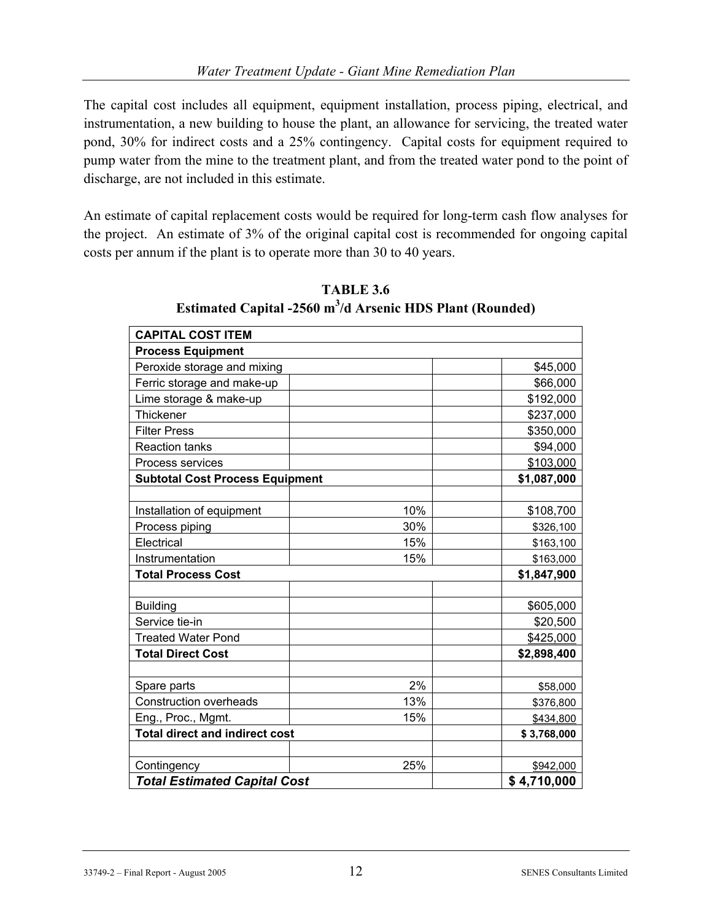The capital cost includes all equipment, equipment installation, process piping, electrical, and instrumentation, a new building to house the plant, an allowance for servicing, the treated water pond, 30% for indirect costs and a 25% contingency. Capital costs for equipment required to pump water from the mine to the treatment plant, and from the treated water pond to the point of discharge, are not included in this estimate.

An estimate of capital replacement costs would be required for long-term cash flow analyses for the project. An estimate of 3% of the original capital cost is recommended for ongoing capital costs per annum if the plant is to operate more than 30 to 40 years.

**TABLE 3.6**
**Estimated Capital -2560 $m^3$/d Arsenic HDS Plant (Rounded)**

| **CAPITAL COST ITEM** | | | |
|---|---|---|---|
| **Process Equipment** | | | |
| Peroxide storage and mixing | | | $45,000 |
| Ferric storage and make-up | | | $66,000 |
| Lime storage & make-up | | | $192,000 |
| Thickener | | | $237,000 |
| Filter Press | | | $350,000 |
| Reaction tanks | | | $94,000 |
| Process services | | | $103,000 |
| **Subtotal Cost Process Equipment** | | | **$1,087,000** |
| | | | |
| Installation of equipment | 10% | | $108,700 |
| Process piping | 30% | | $326,100 |
| Electrical | 15% | | $163,100 |
| Instrumentation | 15% | | $163,000 |
| **Total Process Cost** | | | **$1,847,900** |
| | | | |
| Building | | | $605,000 |
| Service tie-in | | | $20,500 |
| Treated Water Pond | | | $425,000 |
| **Total Direct Cost** | | | **$2,898,400** |
| | | | |
| Spare parts | 2% | | $58,000 |
| Construction overheads | 13% | | $376,800 |
| Eng., Proc., Mgmt. | 15% | | $434,800 |
| **Total direct and indirect cost** | | | **$ 3,768,000** |
| | | | |
| Contingency | 25% | | $942,000 |
| ***Total Estimated Capital Cost*** | | | **$ 4,710,000** |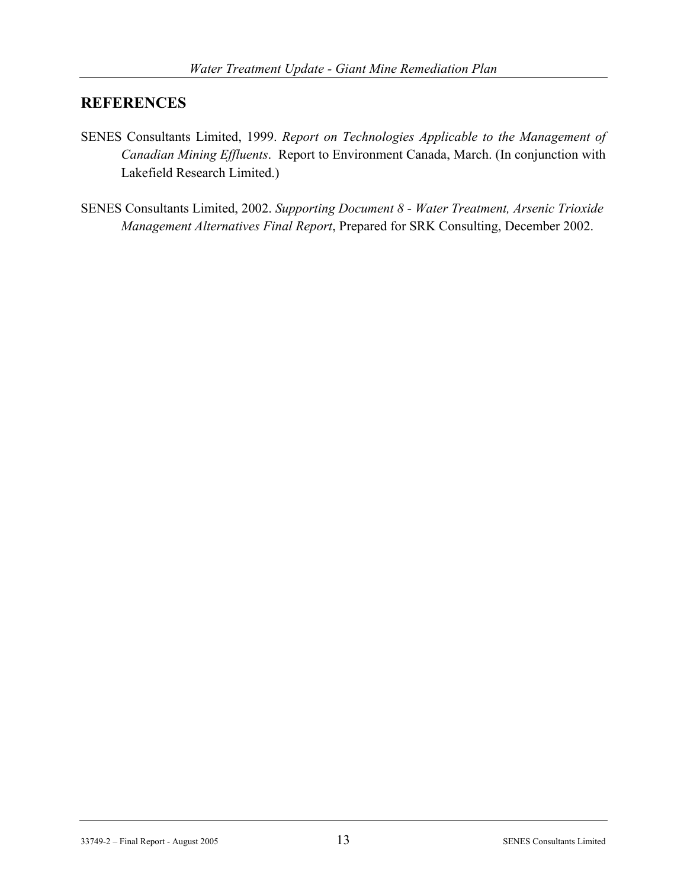## REFERENCES

SENES Consultants Limited, 1999. *Report on Technologies Applicable to the Management of Canadian Mining Effluents*. Report to Environment Canada, March. (In conjunction with Lakefield Research Limited.)

SENES Consultants Limited, 2002. *Supporting Document 8 - Water Treatment, Arsenic Trioxide Management Alternatives Final Report*, Prepared for SRK Consulting, December 2002.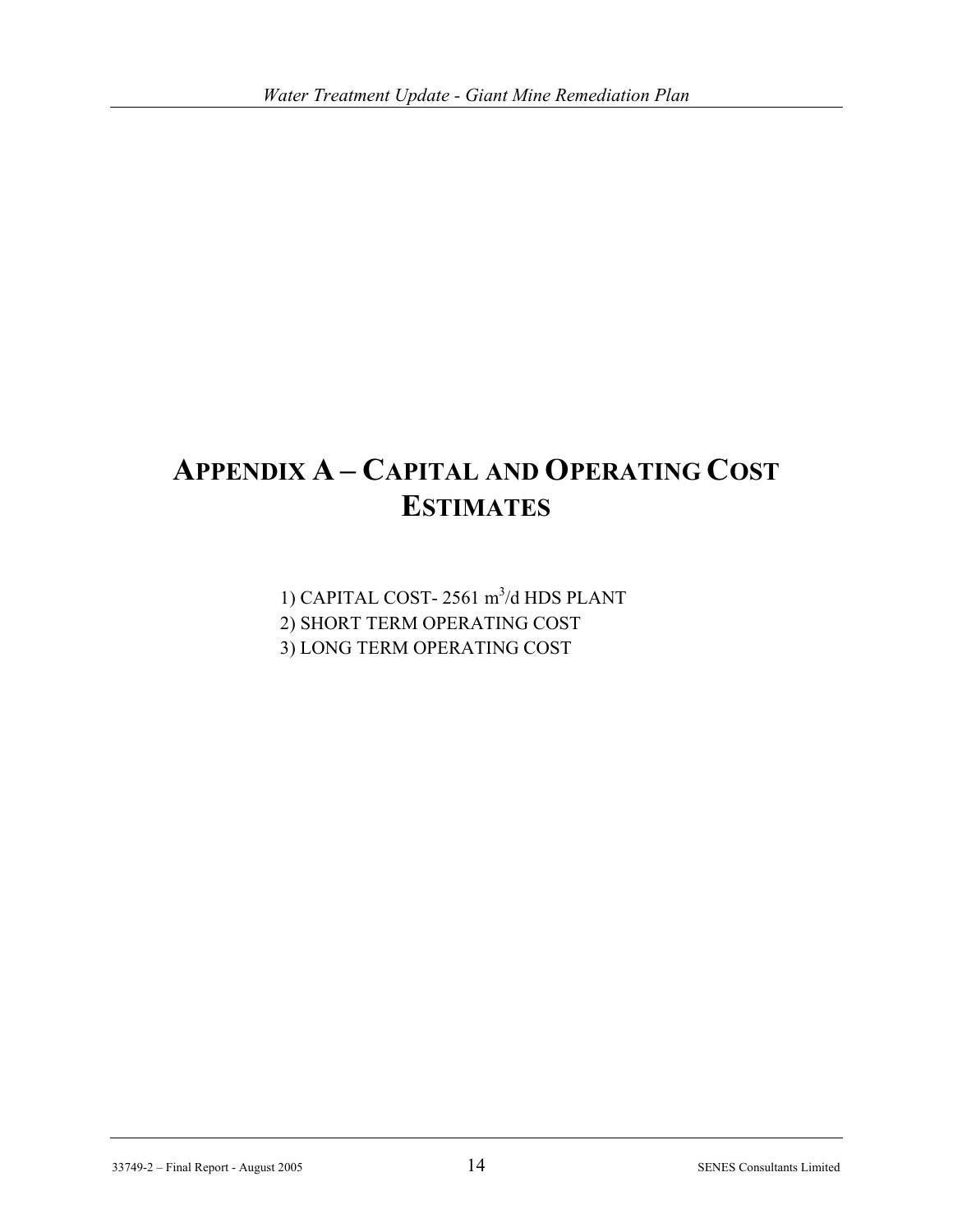# APPENDIX A – CAPITAL AND OPERATING COST ESTIMATES

1) CAPITAL COST- 2561 $m^3$/d HDS PLANT
2) SHORT TERM OPERATING COST
3) LONG TERM OPERATING COST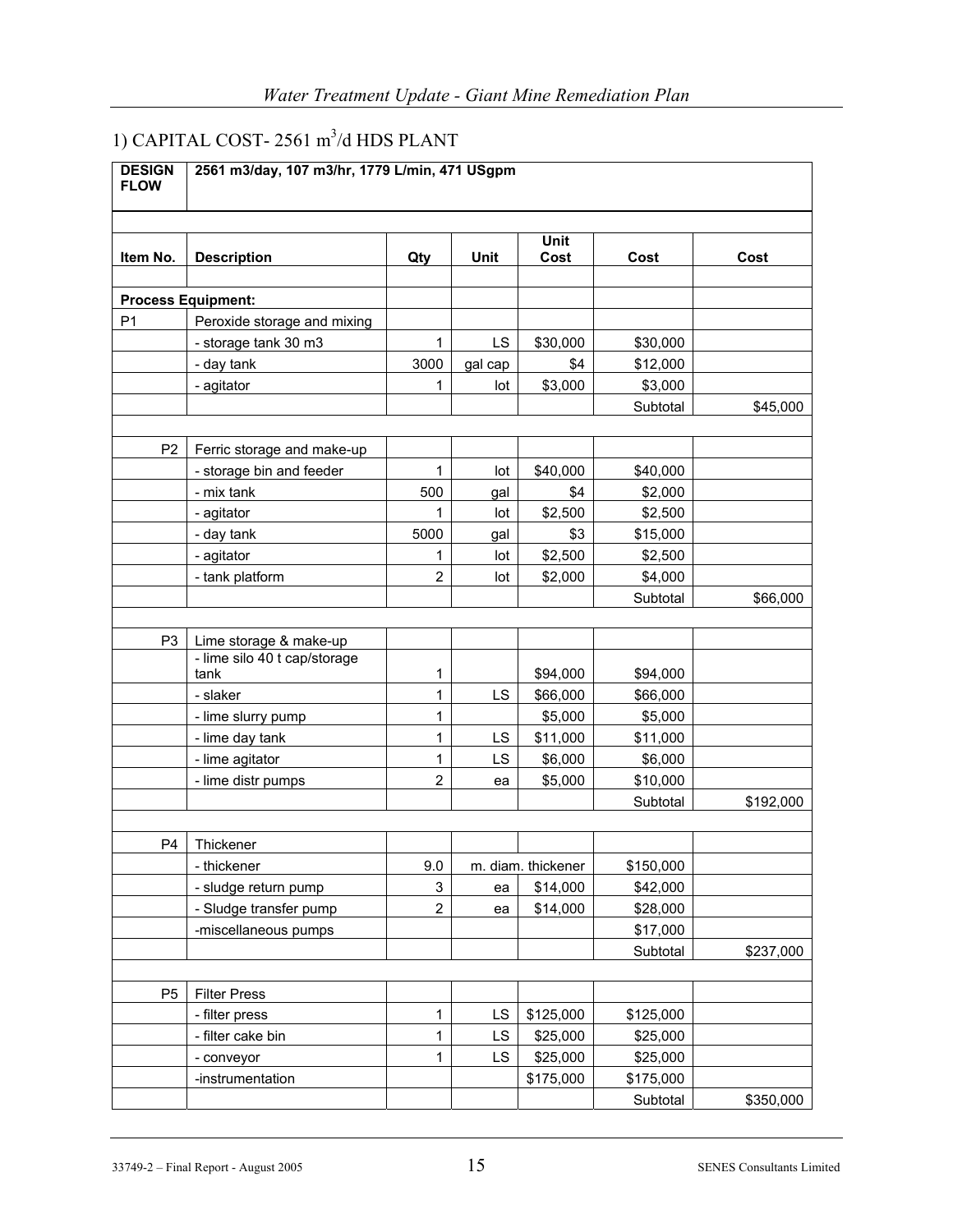## 1) CAPITAL COST- 2561 $m^3$/d HDS PLANT

| DESIGN FLOW | 2561 m3/day, 107 m3/hr, 1779 L/min, 471 USgpm | | | | | |
|---|---|---|---|---|---|---|
| | | | | | | |
| **Item No.** | **Description** | **Qty** | **Unit** | **Unit Cost** | **Cost** | **Cost** |
| | | | | | | |
| **Process Equipment:** | | | | | | |
| P1 | Peroxide storage and mixing | | | | | |
| | - storage tank 30 m3 | 1 | LS | $30,000 | $30,000 | |
| | - day tank | 3000 | gal cap | $4 | $12,000 | |
| | - agitator | 1 | lot | $3,000 | $3,000 | |
| | | | | | Subtotal | $45,000 |
| | | | | | | |
| P2 | Ferric storage and make-up | | | | | |
| | - storage bin and feeder | 1 | lot | $40,000 | $40,000 | |
| | - mix tank | 500 | gal | $4 | $2,000 | |
| | - agitator | 1 | lot | $2,500 | $2,500 | |
| | - day tank | 5000 | gal | $3 | $15,000 | |
| | - agitator | 1 | lot | $2,500 | $2,500 | |
| | - tank platform | 2 | lot | $2,000 | $4,000 | |
| | | | | | Subtotal | $66,000 |
| | | | | | | |
| P3 | Lime storage & make-up | | | | | |
| | - lime silo 40 t cap/storage tank | 1 | | $94,000 | $94,000 | |
| | - slaker | 1 | LS | $66,000 | $66,000 | |
| | - lime slurry pump | 1 | | $5,000 | $5,000 | |
| | - lime day tank | 1 | LS | $11,000 | $11,000 | |
| | - lime agitator | 1 | LS | $6,000 | $6,000 | |
| | - lime distr pumps | 2 | ea | $5,000 | $10,000 | |
| | | | | | Subtotal | $192,000 |
| | | | | | | |
| P4 | Thickener | | | | | |
| | - thickener | 9.0 | m. diam. thickener | | $150,000 | |
| | - sludge return pump | 3 | ea | $14,000 | $42,000 | |
| | - Sludge transfer pump | 2 | ea | $14,000 | $28,000 | |
| | -miscellaneous pumps | | | | $17,000 | |
| | | | | | Subtotal | $237,000 |
| | | | | | | |
| P5 | Filter Press | | | | | |
| | - filter press | 1 | LS | $125,000 | $125,000 | |
| | - filter cake bin | 1 | LS | $25,000 | $25,000 | |
| | - conveyor | 1 | LS | $25,000 | $25,000 | |
| | -instrumentation | | | $175,000 | $175,000 | |
| | | | | | Subtotal | $350,000 |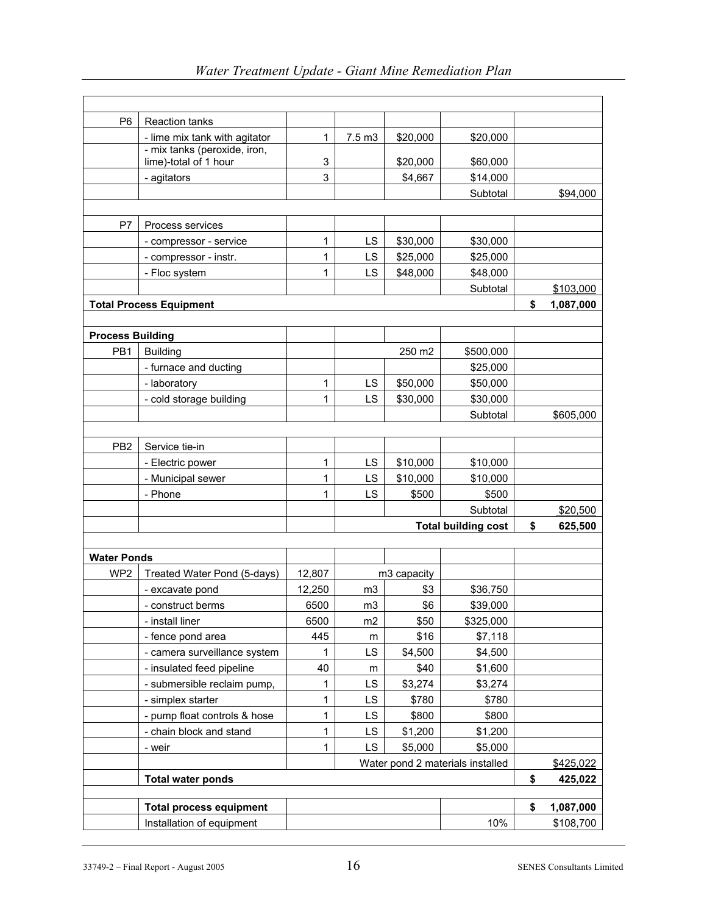| | | | | | | |
|---|---|---|---|---|---|---|
| P6 | Reaction tanks | | | | | |
| | - lime mix tank with agitator | 1 | 7.5 m3 | $20,000 | $20,000 | |
| | - mix tanks (peroxide, iron, lime)-total of 1 hour | 3 | | $20,000 | $60,000 | |
| | - agitators | 3 | | $4,667 | $14,000 | |
| | | | | | Subtotal | $94,000 |
| | | | | | | |
| P7 | Process services | | | | | |
| | - compressor - service | 1 | LS | $30,000 | $30,000 | |
| | - compressor - instr. | 1 | LS | $25,000 | $25,000 | |
| | - Floc system | 1 | LS | $48,000 | $48,000 | |
| | | | | | Subtotal | $103,000 |
| **Total Process Equipment** | | | | | | **$ 1,087,000** |
| | | | | | | |
| **Process Building** | | | | | | |
| PB1 | Building | | | 250 m2 | $500,000 | |
| | - furnace and ducting | | | | $25,000 | |
| | - laboratory | 1 | LS | $50,000 | $50,000 | |
| | - cold storage building | 1 | LS | $30,000 | $30,000 | |
| | | | | | Subtotal | $605,000 |
| | | | | | | |
| PB2 | Service tie-in | | | | | |
| | - Electric power | 1 | LS | $10,000 | $10,000 | |
| | - Municipal sewer | 1 | LS | $10,000 | $10,000 | |
| | - Phone | 1 | LS | $500 | $500 | |
| | | | | | Subtotal | $20,500 |
| | | | | | **Total building cost** | **$ 625,500** |
| | | | | | | |
| **Water Ponds** | | | | | | |
| WP2 | Treated Water Pond (5-days) | 12,807 | | m3 capacity | | |
| | - excavate pond | 12,250 | m3 | $3 | $36,750 | |
| | - construct berms | 6500 | m3 | $6 | $39,000 | |
| | - install liner | 6500 | m2 | $50 | $325,000 | |
| | - fence pond area | 445 | m | $16 | $7,118 | |
| | - camera surveillance system | 1 | LS | $4,500 | $4,500 | |
| | - insulated feed pipeline | 40 | m | $40 | $1,600 | |
| | - submersible reclaim pump, | 1 | LS | $3,274 | $3,274 | |
| | - simplex starter | 1 | LS | $780 | $780 | |
| | - pump float controls & hose | 1 | LS | $800 | $800 | |
| | - chain block and stand | 1 | LS | $1,200 | $1,200 | |
| | - weir | 1 | LS | $5,000 | $5,000 | |
| | | | Water pond 2 materials installed | | | $425,022 |
| | **Total water ponds** | | | | | **$ 425,022** |
| | | | | | | |
| | **Total process equipment** | | | | | **$ 1,087,000** |
| | Installation of equipment | | | | 10% | $108,700 |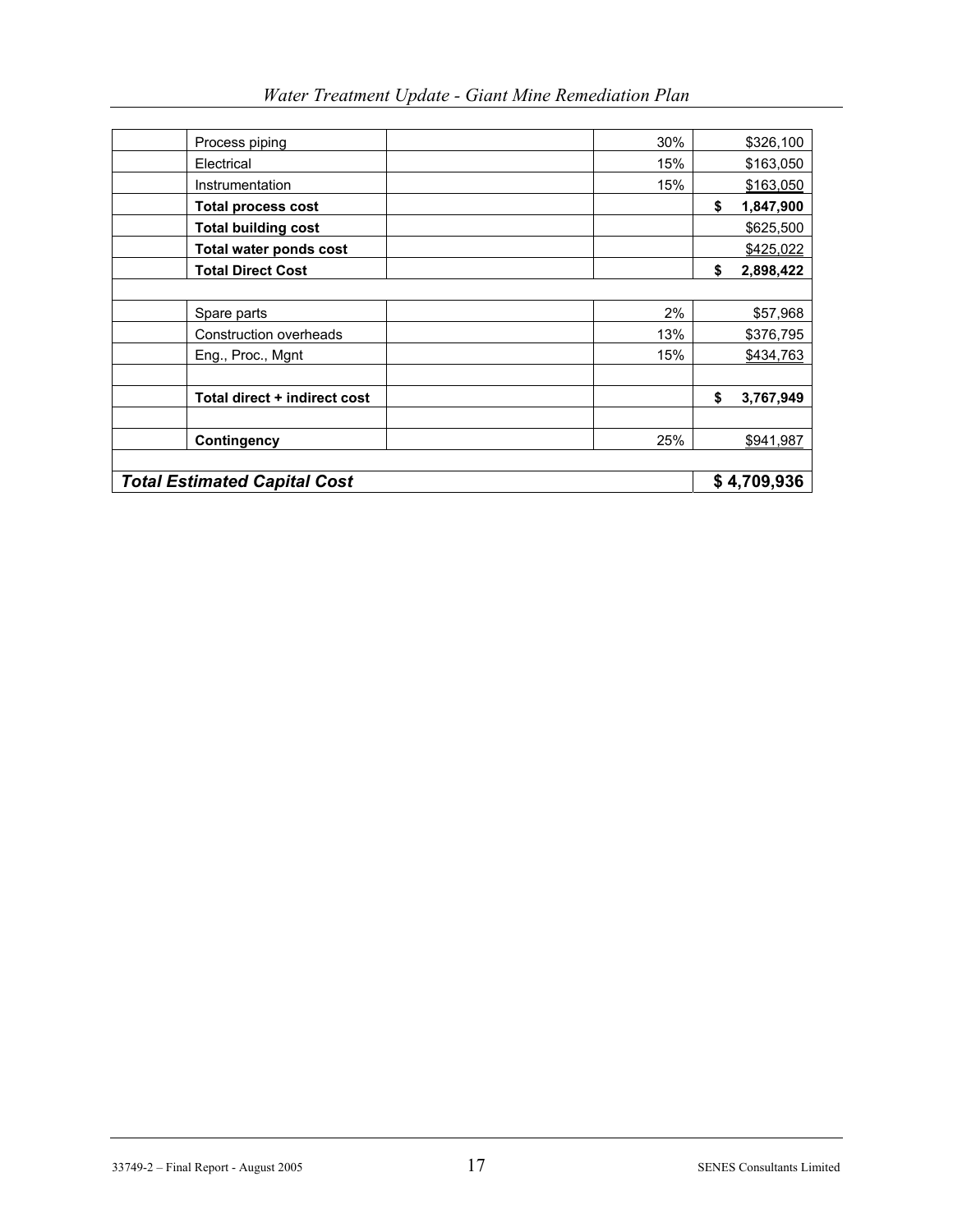| | | | | |
|---|---|---|---|---|
| | Process piping | | 30% | $326,100 |
| | Electrical | | 15% | $163,050 |
| | Instrumentation | | 15% | $163,050 |
| | **Total process cost** | | | **$ 1,847,900** |
| | **Total building cost** | | | $625,500 |
| | **Total water ponds cost** | | | $425,022 |
| | **Total Direct Cost** | | | **$ 2,898,422** |
| | | | | |
| | Spare parts | | 2% | $57,968 |
| | Construction overheads | | 13% | $376,795 |
| | Eng., Proc., Mgnt | | 15% | $434,763 |
| | | | | |
| | **Total direct + indirect cost** | | | **$ 3,767,949** |
| | | | | |
| | **Contingency** | | 25% | $941,987 |
| | | | | |
| ***Total Estimated Capital Cost*** | | | | **$ 4,709,936** |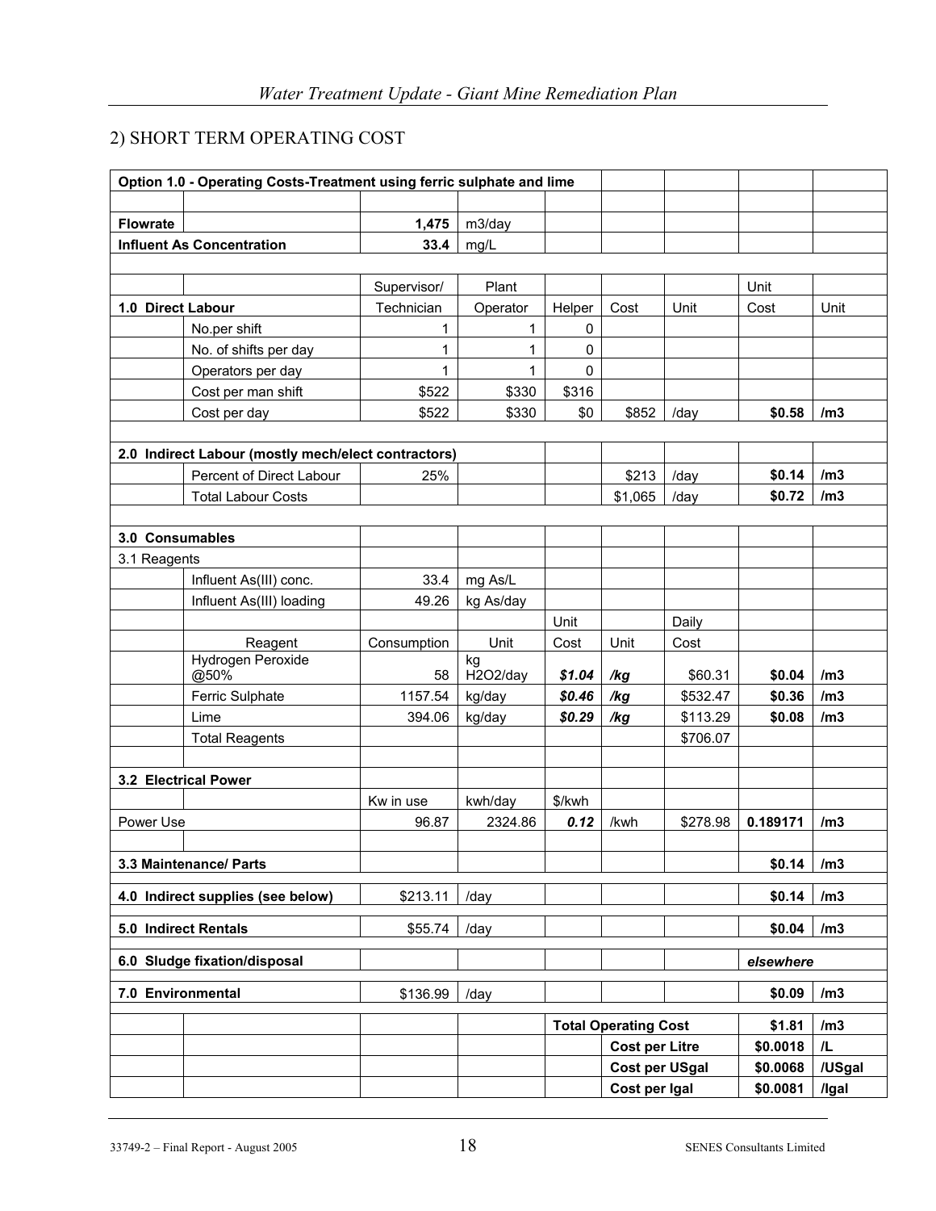## 2) SHORT TERM OPERATING COST

| Option 1.0 - Operating Costs-Treatment using ferric sulphate and lime | | | | | | | | |
|---|---|---|---|---|---|---|---|---|
| | | | | | | | | |
| **Flowrate** | | **1,475** | m3/day | | | | | |
| **Influent As Concentration** | | **33.4** | mg/L | | | | | |
| | | | | | | | | |
| | | Supervisor/ | Plant | | | | Unit | |
| **1.0 Direct Labour** | | Technician | Operator | Helper | Cost | Unit | Cost | Unit |
| | No.per shift | 1 | 1 | 0 | | | | |
| | No. of shifts per day | 1 | 1 | 0 | | | | |
| | Operators per day | 1 | 1 | 0 | | | | |
| | Cost per man shift | $522 | $330 | $316 | | | | |
| | Cost per day | $522 | $330 | $0 | $852 | /day | **$0.58** | **/m3** |
| | | | | | | | | |
| **2.0 Indirect Labour (mostly mech/elect contractors)** | | | | | | | | |
| | Percent of Direct Labour | 25% | | | $213 | /day | **$0.14** | **/m3** |
| | Total Labour Costs | | | | $1,065 | /day | **$0.72** | **/m3** |
| | | | | | | | | |
| **3.0 Consumables** | | | | | | | | |
| 3.1 Reagents | | | | | | | | |
| | Influent As(III) conc. | 33.4 | mg As/L | | | | | |
| | Influent As(III) loading | 49.26 | kg As/day | | | | | |
| | | | | Unit | | Daily | | |
| | Reagent | Consumption | Unit | Cost | Unit | Cost | | |
| | Hydrogen Peroxide @50% | 58 | kg H2O2/day | ***$1.04*** | ***/kg*** | $60.31 | **$0.04** | **/m3** |
| | Ferric Sulphate | 1157.54 | kg/day | ***$0.46*** | ***/kg*** | $532.47 | **$0.36** | **/m3** |
| | Lime | 394.06 | kg/day | ***$0.29*** | ***/kg*** | $113.29 | **$0.08** | **/m3** |
| | Total Reagents | | | | | $706.07 | | |
| | | | | | | | | |
| **3.2 Electrical Power** | | | | | | | | |
| | | Kw in use | kwh/day | $/kwh | | | | |
| Power Use | | 96.87 | 2324.86 | ***0.12*** | /kwh | $278.98 | **0.189171** | **/m3** |
| | | | | | | | | |
| **3.3 Maintenance/ Parts** | | | | | | | **$0.14** | **/m3** |
| **4.0 Indirect supplies (see below)** | | $213.11 | /day | | | | **$0.14** | **/m3** |
| **5.0 Indirect Rentals** | | $55.74 | /day | | | | **$0.04** | **/m3** |
| **6.0 Sludge fixation/disposal** | | | | | | | ***elsewhere*** | |
| **7.0 Environmental** | | $136.99 | /day | | | | **$0.09** | **/m3** |
| | | | | **Total Operating Cost** | | | **$1.81** | **/m3** |
| | | | | | **Cost per Litre** | | **$0.0018** | **/L** |
| | | | | | **Cost per USgal** | | **$0.0068** | **/USgal** |
| | | | | | **Cost per Igal** | | **$0.0081** | **/Igal** |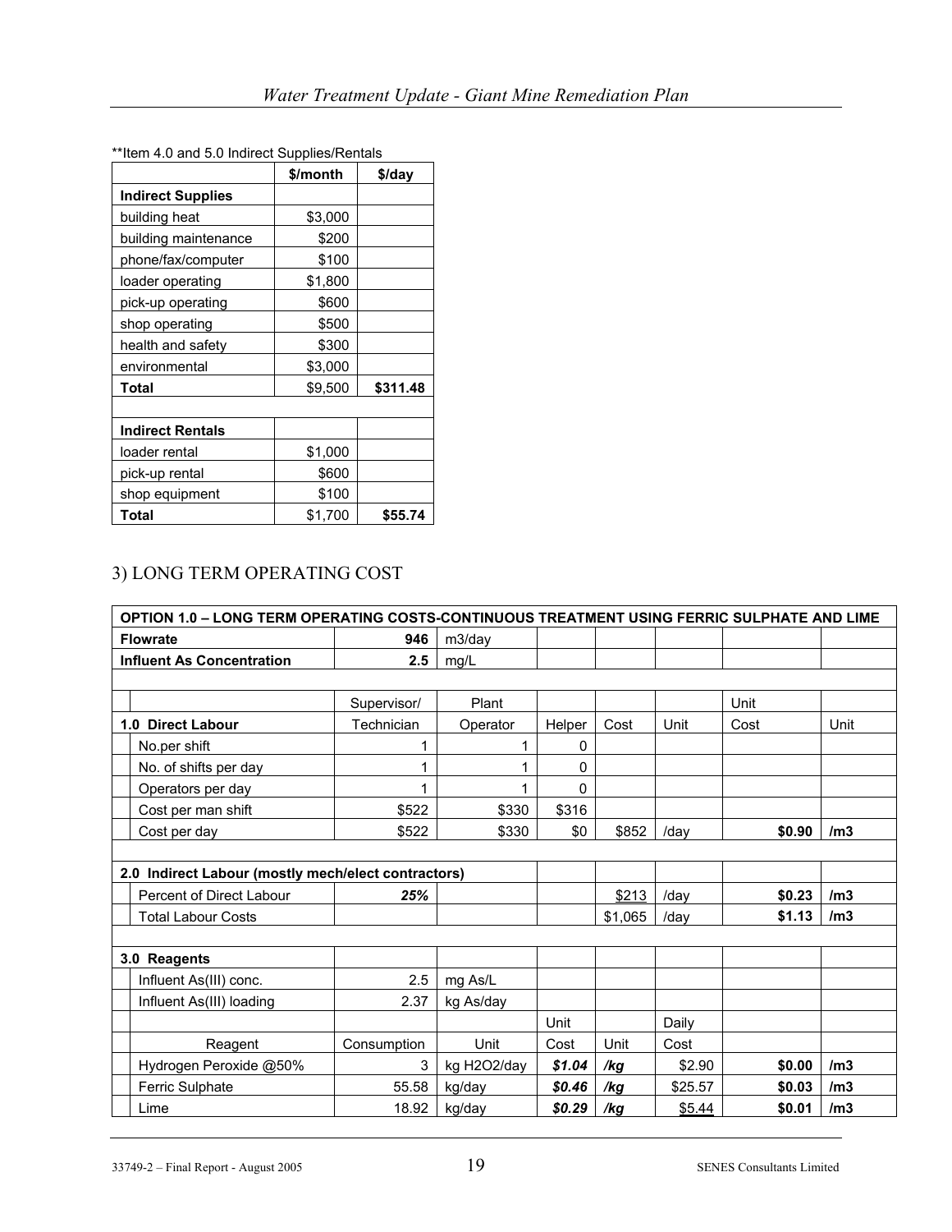**Item 4.0 and 5.0 Indirect Supplies/Rentals

| | $/month | $/day |
|---|---|---|
| **Indirect Supplies** | | |
| building heat | $3,000 | |
| building maintenance | $200 | |
| phone/fax/computer | $100 | |
| loader operating | $1,800 | |
| pick-up operating | $600 | |
| shop operating | $500 | |
| health and safety | $300 | |
| environmental | $3,000 | |
| **Total** | $9,500 | **$311.48** |
| | | |
| **Indirect Rentals** | | |
| loader rental | $1,000 | |
| pick-up rental | $600 | |
| shop equipment | $100 | |
| **Total** | $1,700 | **$55.74** |

## 3) LONG TERM OPERATING COST

| **OPTION 1.0 – LONG TERM OPERATING COSTS-CONTINUOUS TREATMENT USING FERRIC SULPHATE AND LIME** | | | | | | | |
|---|---|---|---|---|---|---|---|
| **Flowrate** | **946** | m3/day | | | | | |
| **Influent As Concentration** | **2.5** | mg/L | | | | | |
| | | | | | | | |
| | Supervisor/ | Plant | | | | Unit | |
| **1.0 Direct Labour** | Technician | Operator | Helper | Cost | Unit | Cost | Unit |
| No.per shift | 1 | 1 | 0 | | | | |
| No. of shifts per day | 1 | 1 | 0 | | | | |
| Operators per day | 1 | 1 | 0 | | | | |
| Cost per man shift | $522 | $330 | $316 | | | | |
| Cost per day | $522 | $330 | $0 | $852 | /day | **$0.90** | **/m3** |
| | | | | | | | |
| **2.0 Indirect Labour (mostly mech/elect contractors)** | | | | | | | |
| Percent of Direct Labour | ***25%*** | | | $213 | /day | **$0.23** | **/m3** |
| Total Labour Costs | | | | $1,065 | /day | **$1.13** | **/m3** |
| | | | | | | | |
| **3.0 Reagents** | | | | | | | |
| Influent As(III) conc. | 2.5 | mg As/L | | | | | |
| Influent As(III) loading | 2.37 | kg As/day | | | | | |
| | | | Unit | | Daily | | |
| Reagent | Consumption | Unit | Cost | Unit | Cost | | |
| Hydrogen Peroxide @50% | 3 | kg H2O2/day | ***$1.04*** | ***/kg*** | $2.90 | **$0.00** | **/m3** |
| Ferric Sulphate | 55.58 | kg/day | ***$0.46*** | ***/kg*** | $25.57 | **$0.03** | **/m3** |
| Lime | 18.92 | kg/day | ***$0.29*** | ***/kg*** | $5.44 | **$0.01** | **/m3** |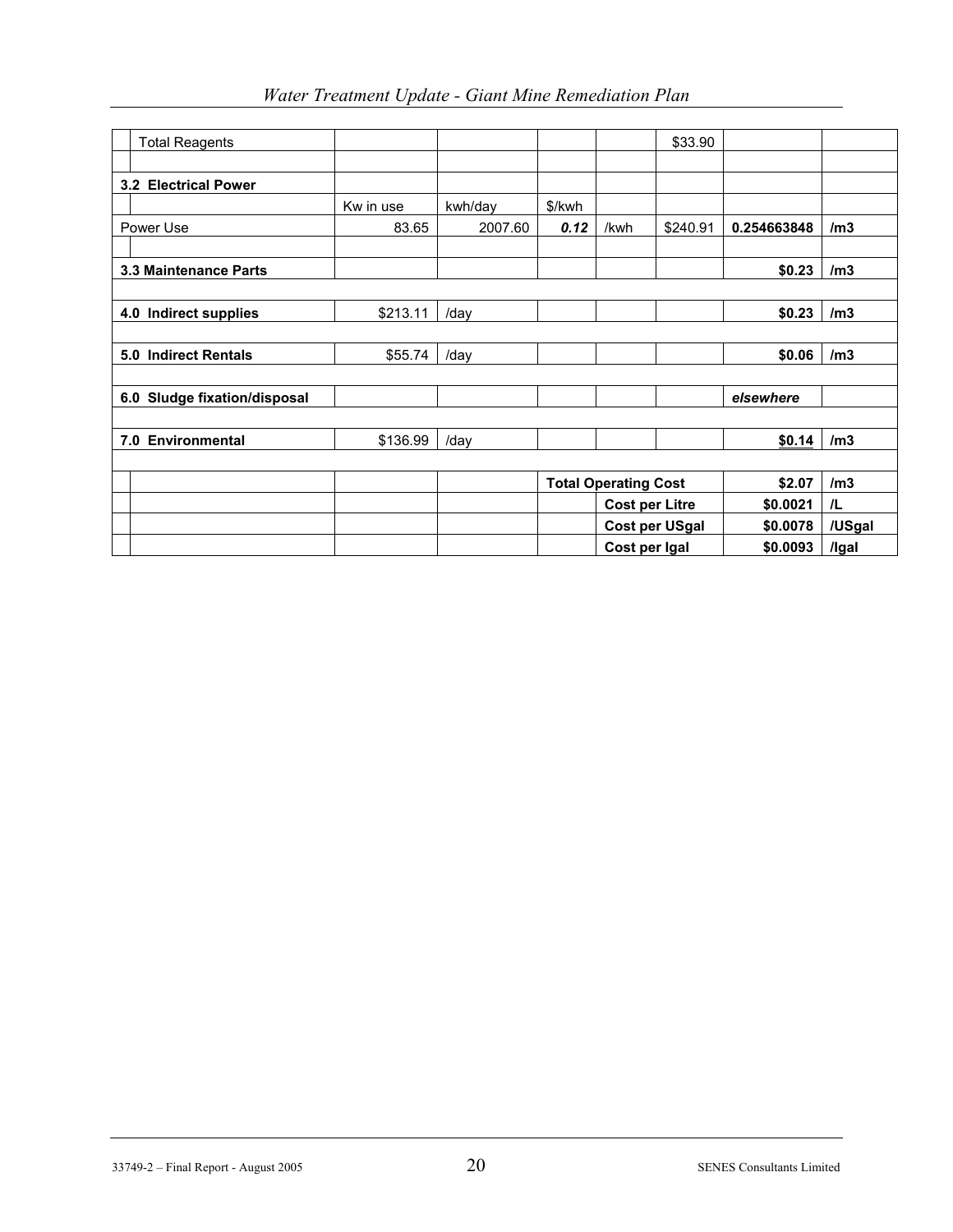| | | | | | | | | |
|---|---|---|---|---|---|---|---|---|
| | Total Reagents | | | | | $33.90 | | |
| | | | | | | | | |
| **3.2 Electrical Power** | | | | | | | | |
| | | Kw in use | kwh/day | $/kwh | | | | |
| Power Use | | 83.65 | 2007.60 | ***0.12*** | /kwh | $240.91 | **0.254663848** | **/m3** |
| | | | | | | | | |
| **3.3 Maintenance Parts** | | | | | | | **$0.23** | **/m3** |
| | | | | | | | | |
| **4.0 Indirect supplies** | | $213.11 | /day | | | | **$0.23** | **/m3** |
| | | | | | | | | |
| **5.0 Indirect Rentals** | | $55.74 | /day | | | | **$0.06** | **/m3** |
| | | | | | | | | |
| **6.0 Sludge fixation/disposal** | | | | | | | ***elsewhere*** | |
| | | | | | | | | |
| **7.0 Environmental** | | $136.99 | /day | | | | **$0.14** | **/m3** |
| | | | | | | | | |
| | | | | **Total Operating Cost** | | | **$2.07** | **/m3** |
| | | | | | **Cost per Litre** | | **$0.0021** | **/L** |
| | | | | | **Cost per USgal** | | **$0.0078** | **/USgal** |
| | | | | | **Cost per Igal** | | **$0.0093** | **/Igal** |